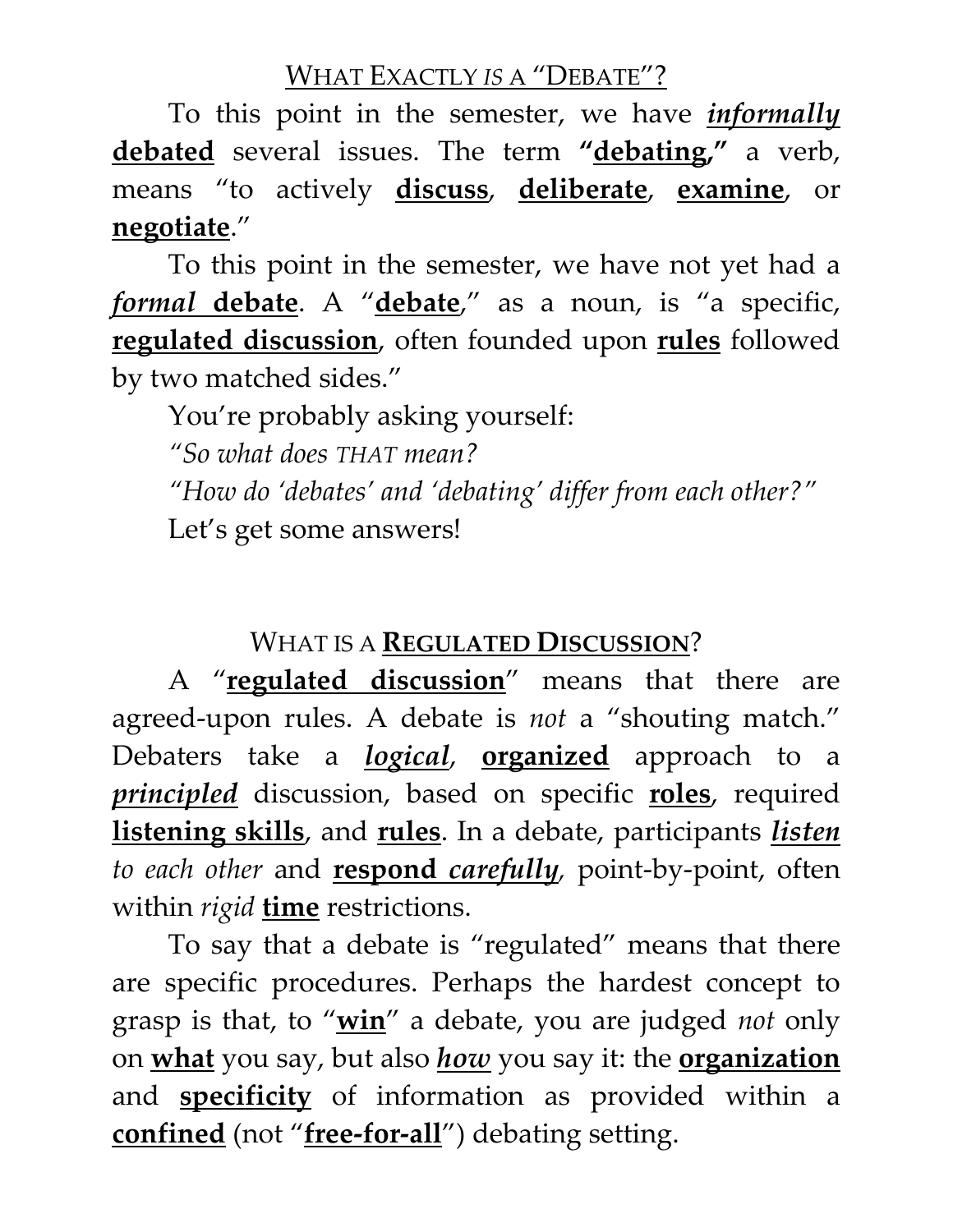## WHAT EXACTLY *IS* A "DEBATE"?

To this point in the semester, we have ***informally*** **debated** several issues. The term **"debating,"** a verb, means "to actively **discuss**, **deliberate**, **examine**, or **negotiate**."

To this point in the semester, we have not yet had a ***formal*** **debate**. A "**debate**," as a noun, is "a specific, **regulated discussion**, often founded upon **rules** followed by two matched sides."

You're probably asking yourself:

*"So what does THAT mean?*

*"How do 'debates' and 'debating' differ from each other?"*

Let's get some answers!

## WHAT IS A **REGULATED DISCUSSION**?

A "**regulated discussion**" means that there are agreed-upon rules. A debate is *not* a "shouting match." Debaters take a ***logical***, **organized** approach to a ***principled*** discussion, based on specific **roles**, required **listening skills**, and **rules**. In a debate, participants ***listen*** *to each other* and **respond *carefully***, point-by-point, often within *rigid* **time** restrictions.

To say that a debate is "regulated" means that there are specific procedures. Perhaps the hardest concept to grasp is that, to "**win**" a debate, you are judged *not* only on **what** you say, but also ***how*** you say it: the **organization** and **specificity** of information as provided within a **confined** (not "**free-for-all**") debating setting.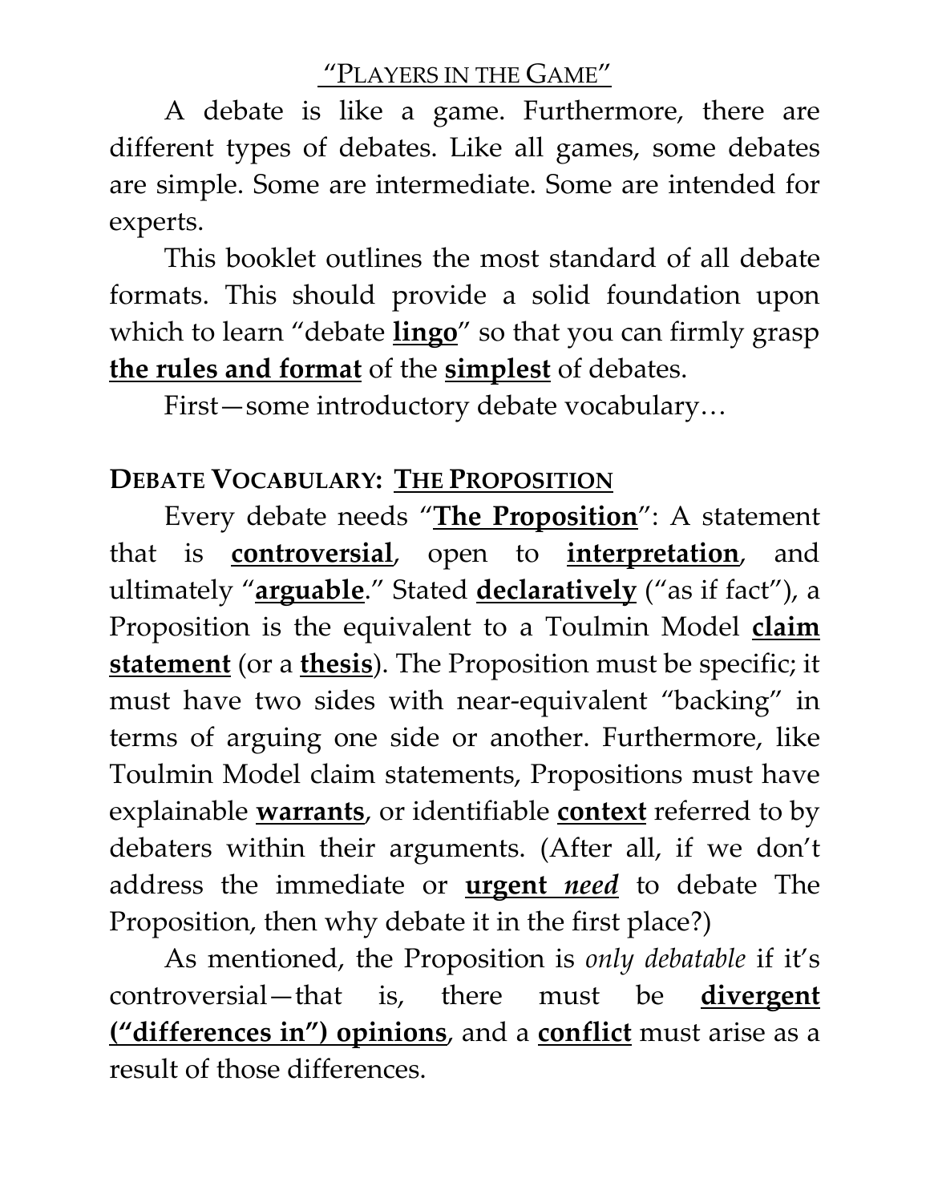## "PLAYERS IN THE GAME"

A debate is like a game. Furthermore, there are different types of debates. Like all games, some debates are simple. Some are intermediate. Some are intended for experts.

This booklet outlines the most standard of all debate formats. This should provide a solid foundation upon which to learn "debate **lingo**" so that you can firmly grasp **the rules and format** of the **simplest** of debates.

First—some introductory debate vocabulary…

### DEBATE VOCABULARY: THE PROPOSITION

Every debate needs "**The Proposition**": A statement that is **controversial**, open to **interpretation**, and ultimately "**arguable**." Stated **declaratively** ("as if fact"), a Proposition is the equivalent to a Toulmin Model **claim statement** (or a **thesis**). The Proposition must be specific; it must have two sides with near-equivalent "backing" in terms of arguing one side or another. Furthermore, like Toulmin Model claim statements, Propositions must have explainable **warrants**, or identifiable **context** referred to by debaters within their arguments. (After all, if we don't address the immediate or **urgent *need*** to debate The Proposition, then why debate it in the first place?)

As mentioned, the Proposition is *only debatable* if it's controversial—that is, there must be **divergent ("differences in") opinions**, and a **conflict** must arise as a result of those differences.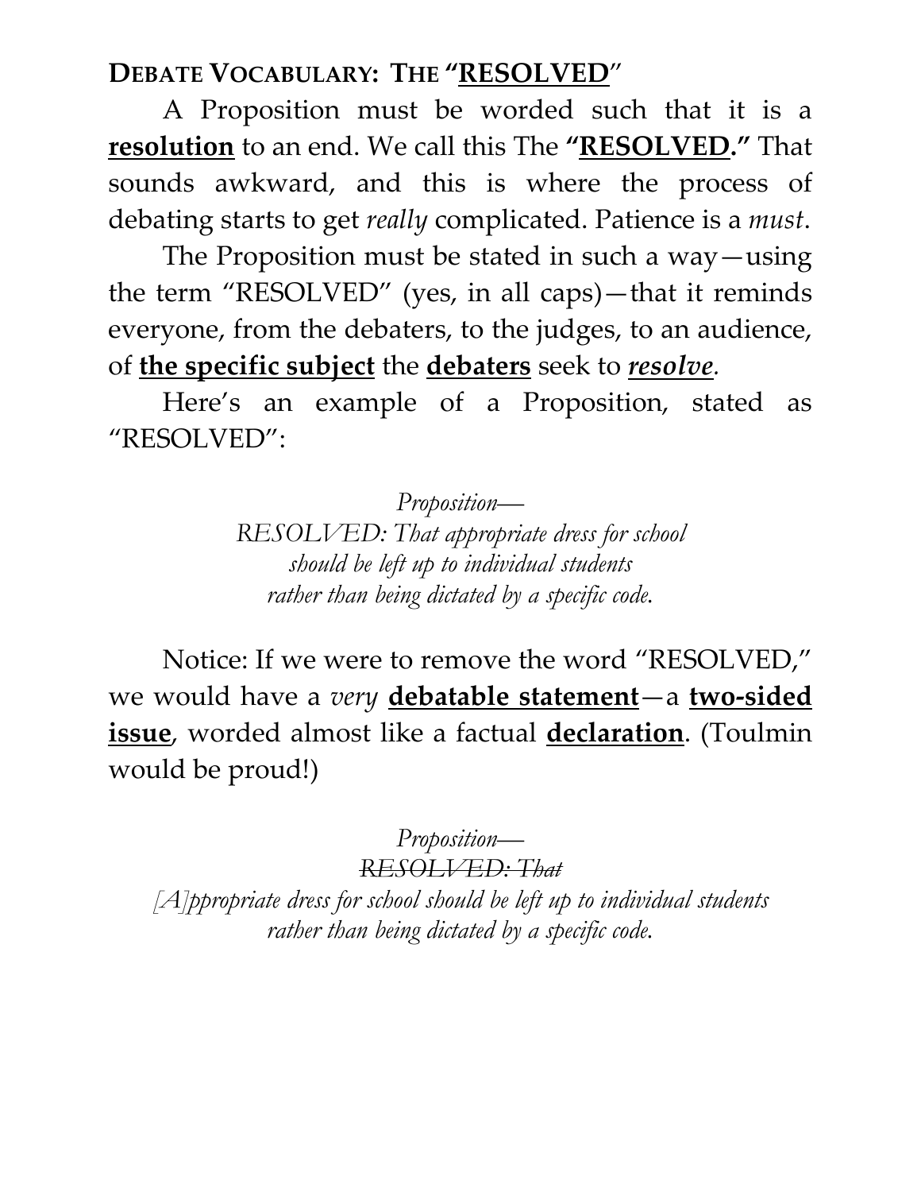## **DEBATE VOCABULARY: THE "<u>RESOLVED</u>"**

A Proposition must be worded such that it is a **<u>resolution</u>** to an end. We call this The **"<u>RESOLVED</u>."** That sounds awkward, and this is where the process of debating starts to get *really* complicated. Patience is a *must*.

The Proposition must be stated in such a way—using the term "RESOLVED" (yes, in all caps)—that it reminds everyone, from the debaters, to the judges, to an audience, of **<u>the specific subject</u>** the **<u>debaters</u>** seek to ***<u>resolve</u>***.

Here's an example of a Proposition, stated as "RESOLVED":

*Proposition—*
*RESOLVED: That appropriate dress for school*
*should be left up to individual students*
*rather than being dictated by a specific code.*

Notice: If we were to remove the word "RESOLVED," we would have a *very* **<u>debatable statement</u>**—a **<u>two-sided issue</u>**, worded almost like a factual **<u>declaration</u>**. (Toulmin would be proud!)

*Proposition—*
*~~RESOLVED: That~~*
*[A]ppropriate dress for school should be left up to individual students*
*rather than being dictated by a specific code.*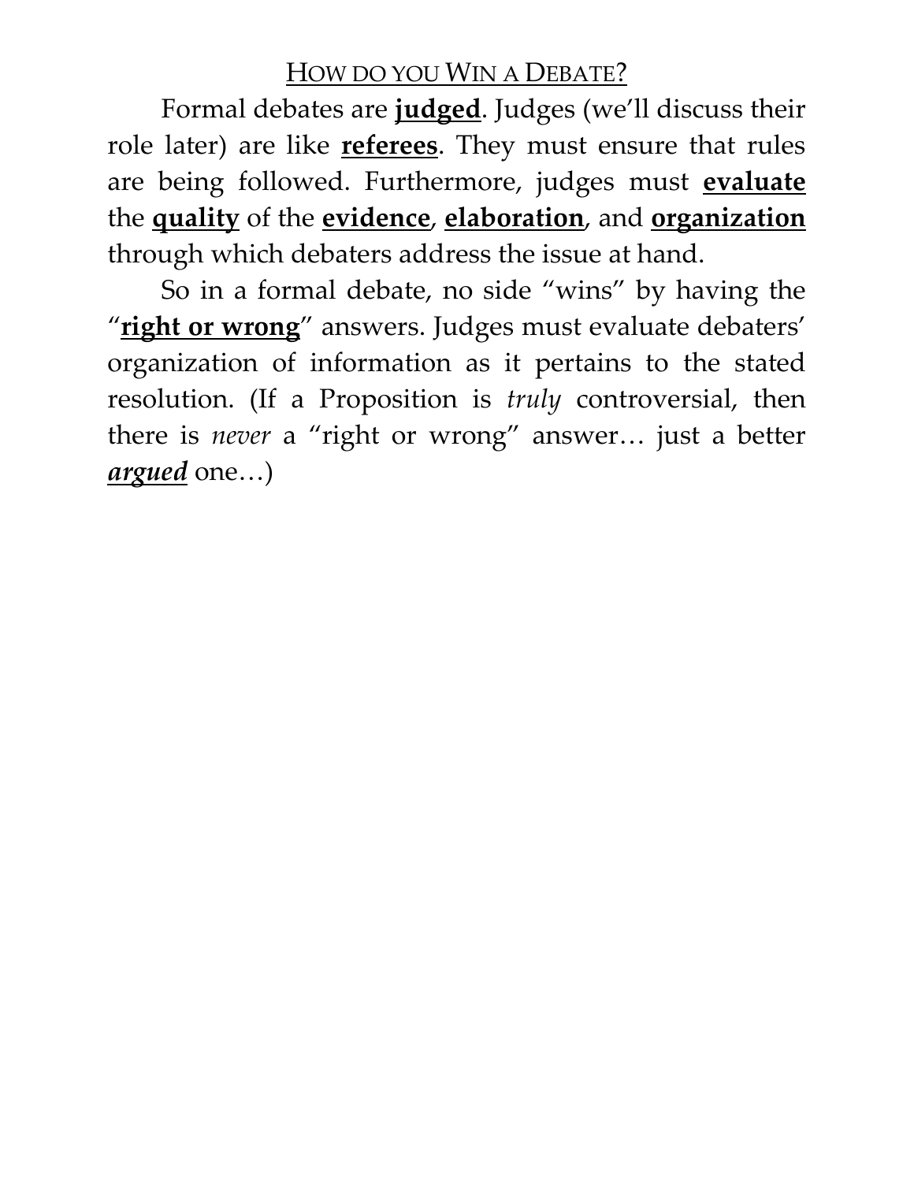## HOW DO YOU WIN A DEBATE?

Formal debates are **judged**. Judges (we'll discuss their role later) are like **referees**. They must ensure that rules are being followed. Furthermore, judges must **evaluate** the **quality** of the **evidence**, **elaboration**, and **organization** through which debaters address the issue at hand.

So in a formal debate, no side "wins" by having the "**right or wrong**" answers. Judges must evaluate debaters' organization of information as it pertains to the stated resolution. (If a Proposition is *truly* controversial, then there is *never* a "right or wrong" answer… just a better ***argued*** one…)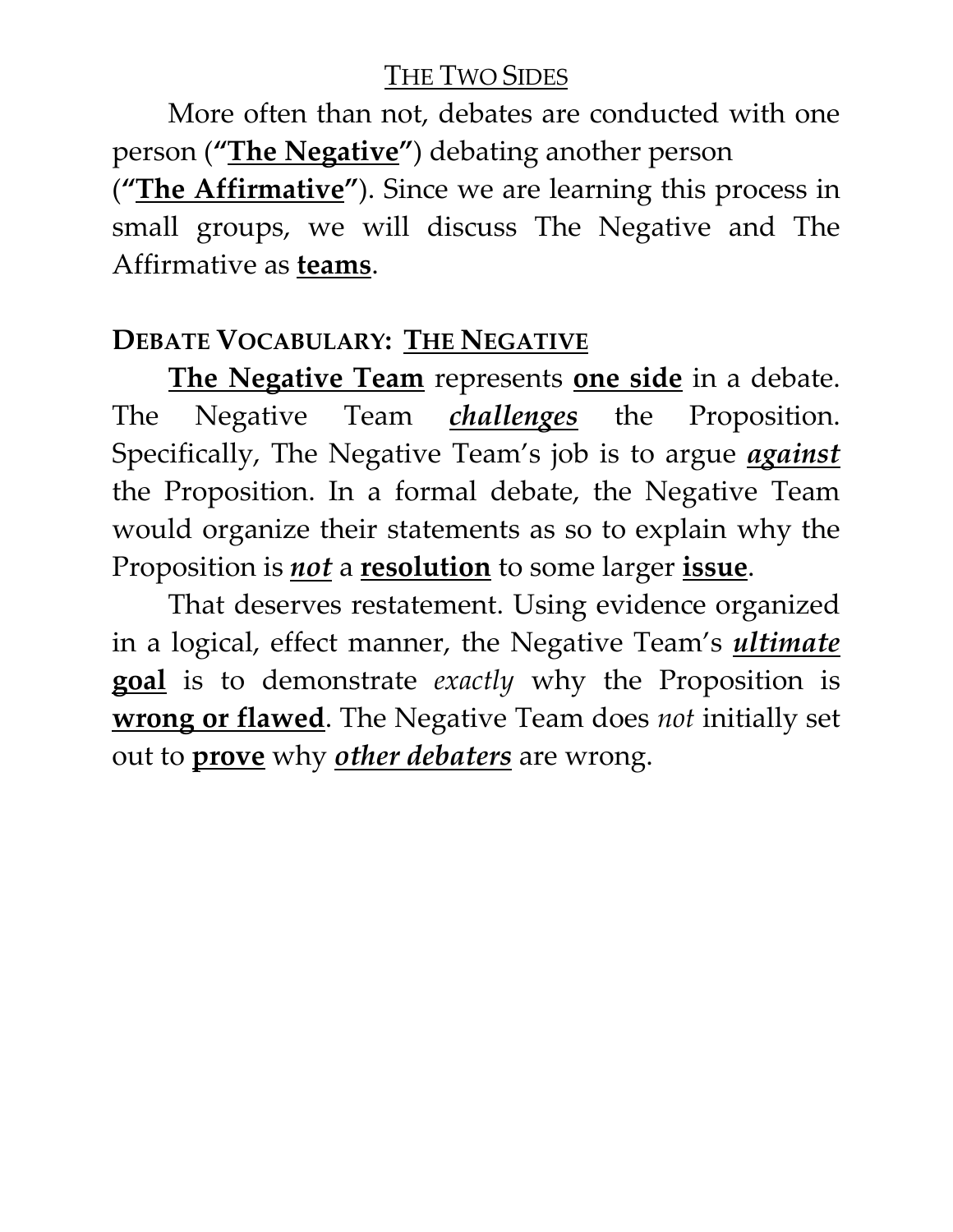## THE TWO SIDES

More often than not, debates are conducted with one person (**"The Negative"**) debating another person (**"The Affirmative"**). Since we are learning this process in small groups, we will discuss The Negative and The Affirmative as **teams**.

### DEBATE VOCABULARY: THE NEGATIVE

**The Negative Team** represents **one side** in a debate. The Negative Team ***challenges*** the Proposition. Specifically, The Negative Team's job is to argue ***against*** the Proposition. In a formal debate, the Negative Team would organize their statements as so to explain why the Proposition is ***not*** a **resolution** to some larger **issue**.

That deserves restatement. Using evidence organized in a logical, effect manner, the Negative Team's ***ultimate* goal** is to demonstrate *exactly* why the Proposition is **wrong or flawed**. The Negative Team does *not* initially set out to **prove** why ***other debaters*** are wrong.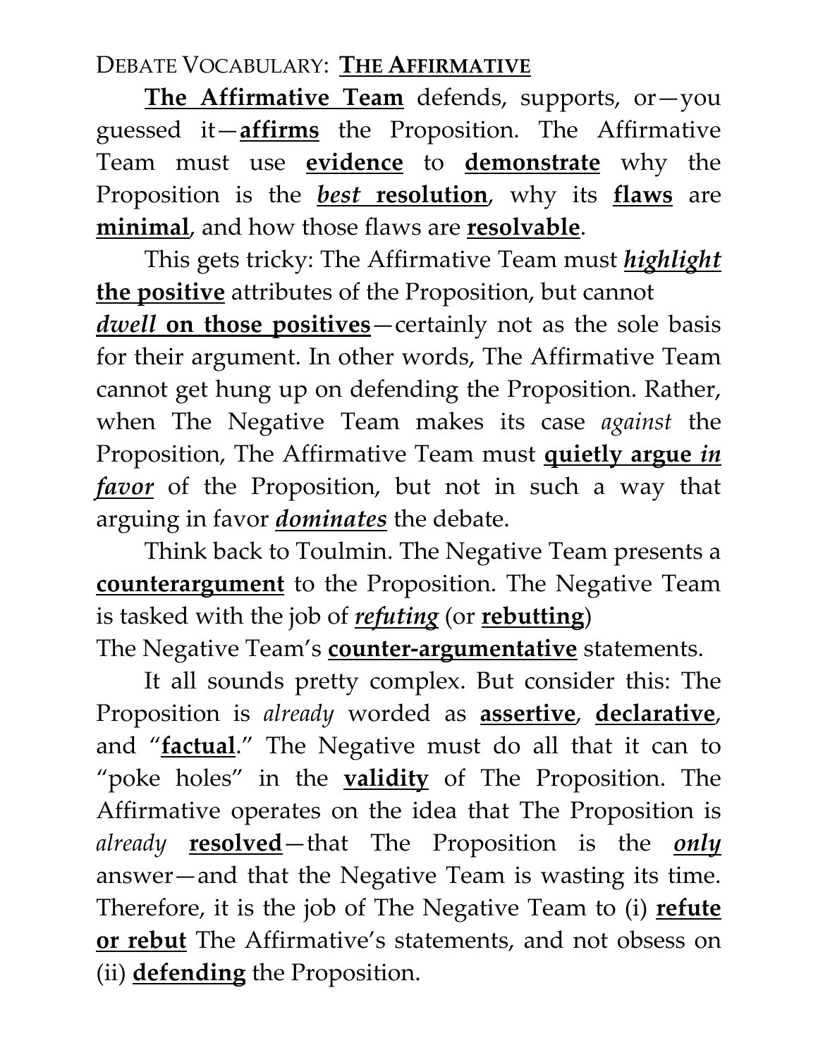DEBATE VOCABULARY: **THE AFFIRMATIVE**

**The Affirmative Team** defends, supports, or—you guessed it—**affirms** the Proposition. The Affirmative Team must use **evidence** to **demonstrate** why the Proposition is the ***best* resolution**, why its **flaws** are **minimal**, and how those flaws are **resolvable**.

This gets tricky: The Affirmative Team must ***highlight* the positive** attributes of the Proposition, but cannot ***dwell* on those positives**—certainly not as the sole basis for their argument. In other words, The Affirmative Team cannot get hung up on defending the Proposition. Rather, when The Negative Team makes its case *against* the Proposition, The Affirmative Team must **quietly argue *in favor*** of the Proposition, but not in such a way that arguing in favor ***dominates*** the debate.

Think back to Toulmin. The Negative Team presents a **counterargument** to the Proposition. The Negative Team is tasked with the job of ***refuting*** (or **rebutting**)
The Negative Team's **counter-argumentative** statements.

It all sounds pretty complex. But consider this: The Proposition is *already* worded as **assertive**, **declarative**, and "**factual**." The Negative must do all that it can to "poke holes" in the **validity** of The Proposition. The Affirmative operates on the idea that The Proposition is *already* **resolved**—that The Proposition is the ***only*** answer—and that the Negative Team is wasting its time. Therefore, it is the job of The Negative Team to (i) **refute or rebut** The Affirmative's statements, and not obsess on (ii) **defending** the Proposition.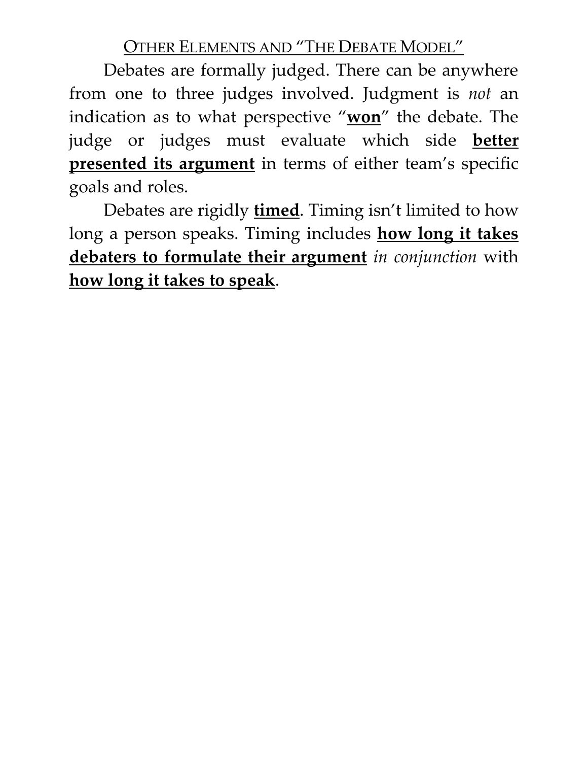## OTHER ELEMENTS AND "THE DEBATE MODEL"

Debates are formally judged. There can be anywhere from one to three judges involved. Judgment is *not* an indication as to what perspective "**<u>won</u>**" the debate. The judge or judges must evaluate which side **<u>better presented its argument</u>** in terms of either team's specific goals and roles.

Debates are rigidly **<u>timed</u>**. Timing isn't limited to how long a person speaks. Timing includes **<u>how long it takes debaters to formulate their argument</u>** *in conjunction* with **<u>how long it takes to speak</u>**.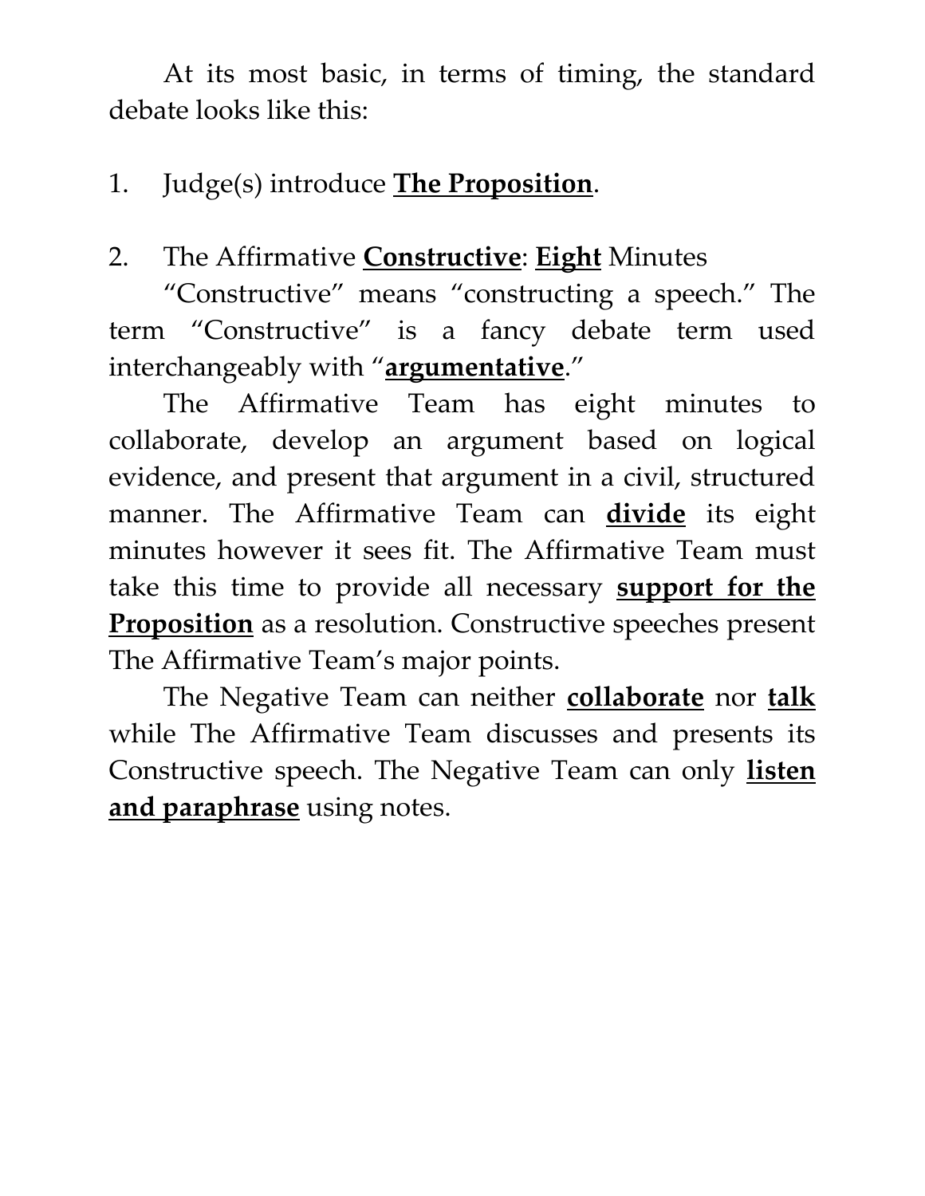At its most basic, in terms of timing, the standard debate looks like this:

1. Judge(s) introduce **<u>The Proposition</u>**.

2. The Affirmative **<u>Constructive</u>**: **<u>Eight</u>** Minutes

   "Constructive" means "constructing a speech." The term "Constructive" is a fancy debate term used interchangeably with "**<u>argumentative</u>**."

   The Affirmative Team has eight minutes to collaborate, develop an argument based on logical evidence, and present that argument in a civil, structured manner. The Affirmative Team can **<u>divide</u>** its eight minutes however it sees fit. The Affirmative Team must take this time to provide all necessary **<u>support for the Proposition</u>** as a resolution. Constructive speeches present The Affirmative Team's major points.

   The Negative Team can neither **<u>collaborate</u>** nor **<u>talk</u>** while The Affirmative Team discusses and presents its Constructive speech. The Negative Team can only **<u>listen and paraphrase</u>** using notes.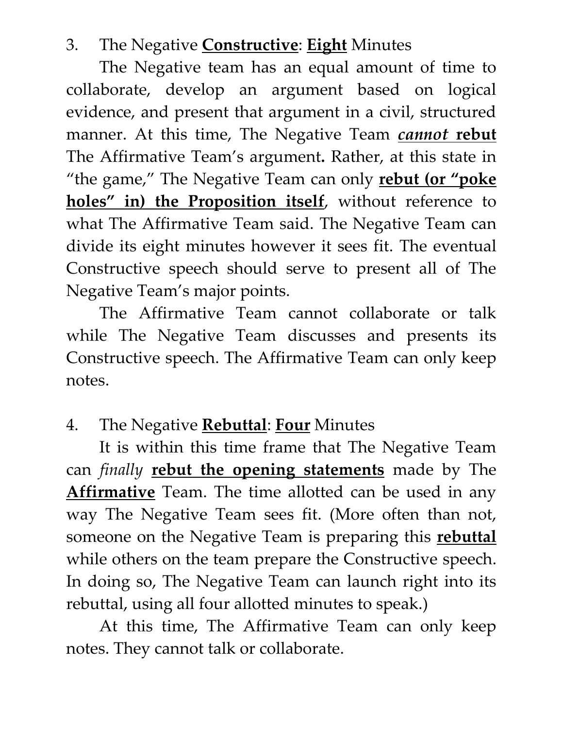3. The Negative **<u>Constructive</u>**: **<u>Eight</u>** Minutes

The Negative team has an equal amount of time to collaborate, develop an argument based on logical evidence, and present that argument in a civil, structured manner. At this time, The Negative Team ***<u>cannot</u>* <u>rebut</u>** The Affirmative Team's argument**.** Rather, at this state in "the game," The Negative Team can only **<u>rebut (or "poke holes" in) the Proposition itself</u>**, without reference to what The Affirmative Team said. The Negative Team can divide its eight minutes however it sees fit. The eventual Constructive speech should serve to present all of The Negative Team's major points.

The Affirmative Team cannot collaborate or talk while The Negative Team discusses and presents its Constructive speech. The Affirmative Team can only keep notes.

4. The Negative **<u>Rebuttal</u>**: **<u>Four</u>** Minutes

It is within this time frame that The Negative Team can *finally* **<u>rebut the opening statements</u>** made by The **<u>Affirmative</u>** Team. The time allotted can be used in any way The Negative Team sees fit. (More often than not, someone on the Negative Team is preparing this **<u>rebuttal</u>** while others on the team prepare the Constructive speech. In doing so, The Negative Team can launch right into its rebuttal, using all four allotted minutes to speak.)

At this time, The Affirmative Team can only keep notes. They cannot talk or collaborate.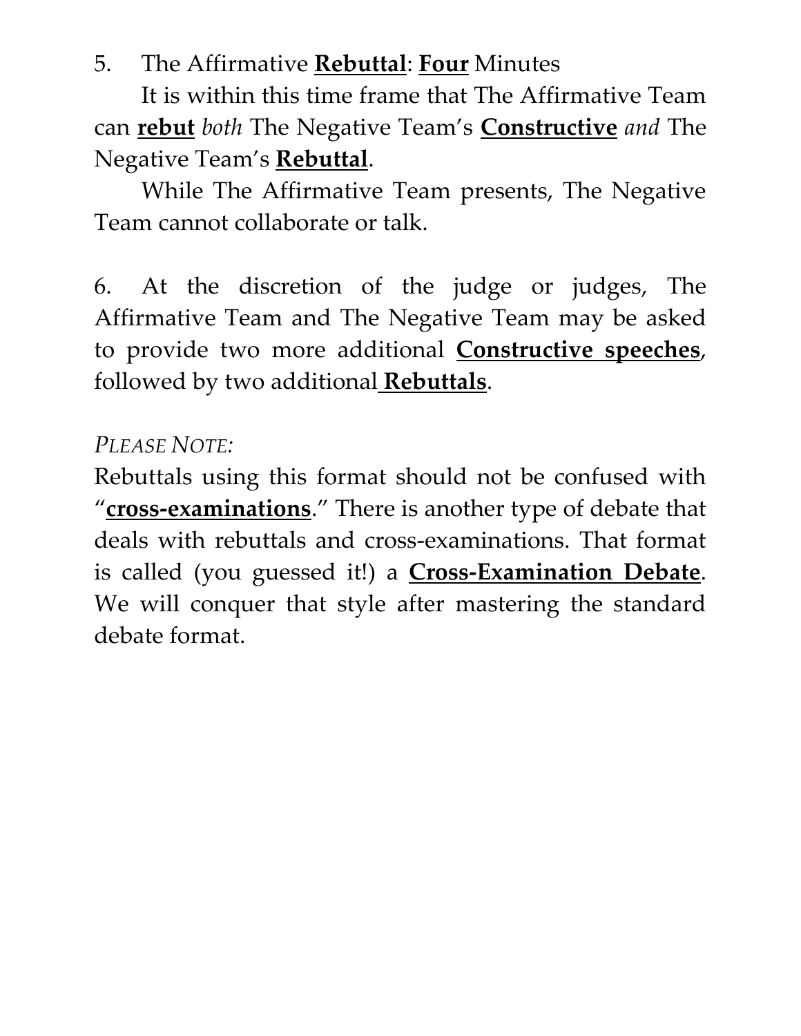5. The Affirmative **Rebuttal**: **Four** Minutes

It is within this time frame that The Affirmative Team can **rebut** *both* The Negative Team's **Constructive** *and* The Negative Team's **Rebuttal**.

While The Affirmative Team presents, The Negative Team cannot collaborate or talk.

6. At the discretion of the judge or judges, The Affirmative Team and The Negative Team may be asked to provide two more additional **Constructive speeches**, followed by two additional **Rebuttals**.

*PLEASE NOTE:*

Rebuttals using this format should not be confused with "**cross-examinations**." There is another type of debate that deals with rebuttals and cross-examinations. That format is called (you guessed it!) a **Cross-Examination Debate**. We will conquer that style after mastering the standard debate format.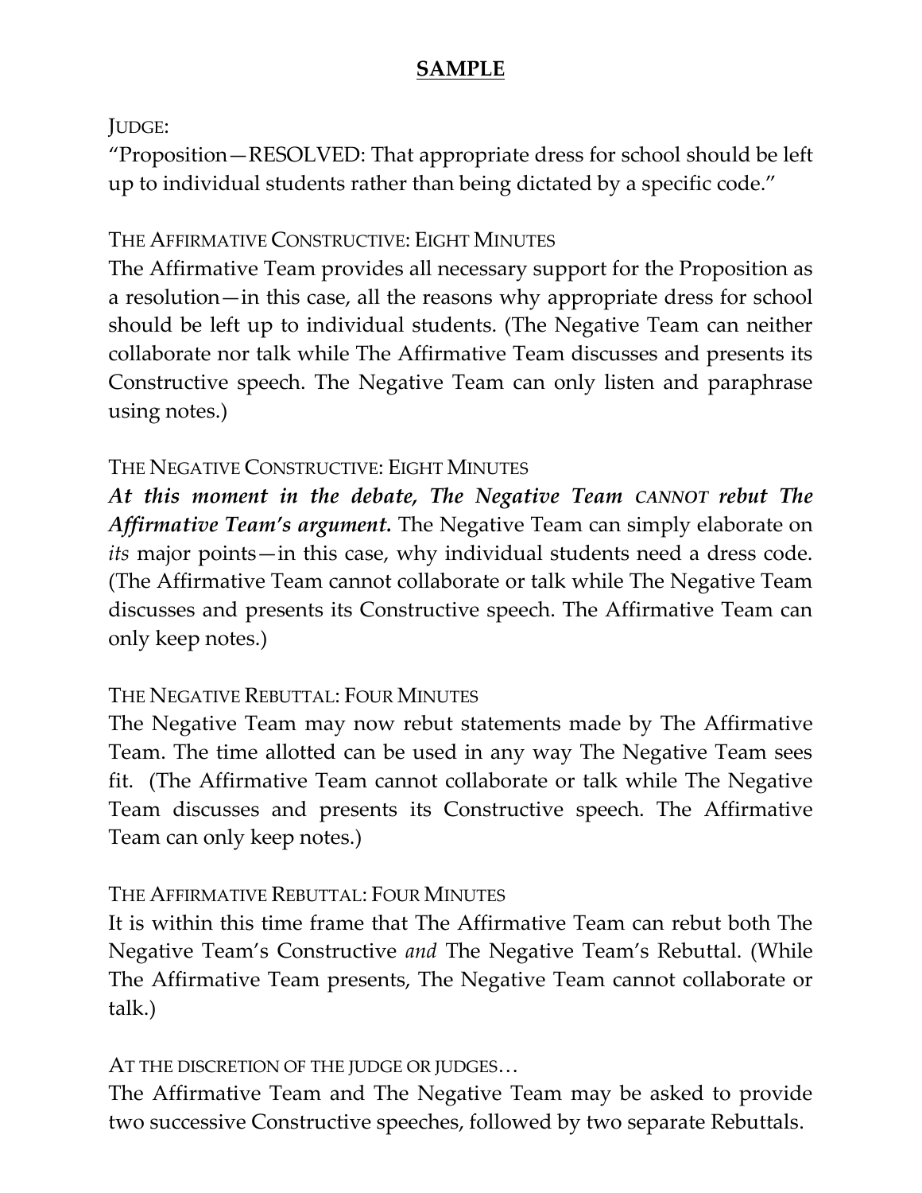## **SAMPLE**

JUDGE:

"Proposition—RESOLVED: That appropriate dress for school should be left up to individual students rather than being dictated by a specific code."

THE AFFIRMATIVE CONSTRUCTIVE: EIGHT MINUTES

The Affirmative Team provides all necessary support for the Proposition as a resolution—in this case, all the reasons why appropriate dress for school should be left up to individual students. (The Negative Team can neither collaborate nor talk while The Affirmative Team discusses and presents its Constructive speech. The Negative Team can only listen and paraphrase using notes.)

THE NEGATIVE CONSTRUCTIVE: EIGHT MINUTES

***At this moment in the debate, The Negative Team CANNOT rebut The Affirmative Team's argument.*** The Negative Team can simply elaborate on *its* major points—in this case, why individual students need a dress code. (The Affirmative Team cannot collaborate or talk while The Negative Team discusses and presents its Constructive speech. The Affirmative Team can only keep notes.)

THE NEGATIVE REBUTTAL: FOUR MINUTES

The Negative Team may now rebut statements made by The Affirmative Team. The time allotted can be used in any way The Negative Team sees fit. (The Affirmative Team cannot collaborate or talk while The Negative Team discusses and presents its Constructive speech. The Affirmative Team can only keep notes.)

THE AFFIRMATIVE REBUTTAL: FOUR MINUTES

It is within this time frame that The Affirmative Team can rebut both The Negative Team's Constructive *and* The Negative Team's Rebuttal. (While The Affirmative Team presents, The Negative Team cannot collaborate or talk.)

AT THE DISCRETION OF THE JUDGE OR JUDGES…

The Affirmative Team and The Negative Team may be asked to provide two successive Constructive speeches, followed by two separate Rebuttals.